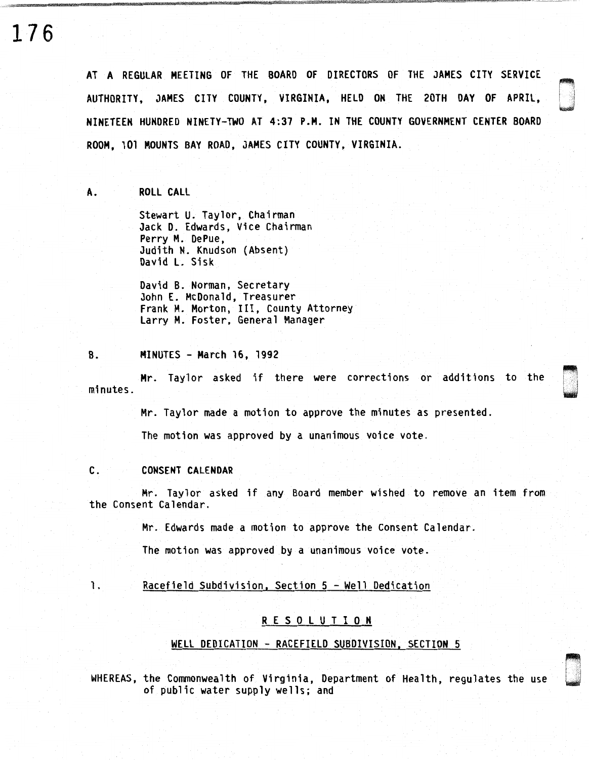AT A REGULAR MEETING OF THE BOARD OF DIRECTORS OF THE JAMES CITY SERVICE AUTHORITY, JAMES CITY COUNTY, VIRGINIA, HELD ON THE 20TH DAY OF APRIL, NINETEEN HUNDRED NINETY-TWO AT 4:37 P.M. IN THE COUNTY GOVERNMENT CENTER BOARD ROOM, 101 MOUNTS BAY ROAD, JAMES CITY COUNTY, VIRGINIA.

A. ROLL CALL

Stewart U. Taylor, Chairman
Jack D. Edwards, Vice Chairman
Perry M. DePue,
Judith N. Knudson (Absent)
David L. Sisk

David B. Norman, Secretary
John E. McDonald, Treasurer
Frank M. Morton, III, County Attorney
Larry M. Foster, General Manager

B. MINUTES - March 16, 1992

Mr. Taylor asked if there were corrections or additions to the minutes.

Mr. Taylor made a motion to approve the minutes as presented.

The motion was approved by a unanimous voice vote.

C. CONSENT CALENDAR

Mr. Taylor asked if any Board member wished to remove an item from the Consent Calendar.

Mr. Edwards made a motion to approve the Consent Calendar.

The motion was approved by a unanimous voice vote.

1. Racefield Subdivision, Section 5 - Well Dedication

## R E S O L U T I O N

### WELL DEDICATION - RACEFIELD SUBDIVISION, SECTION 5

WHEREAS, the Commonwealth of Virginia, Department of Health, regulates the use of public water supply wells; and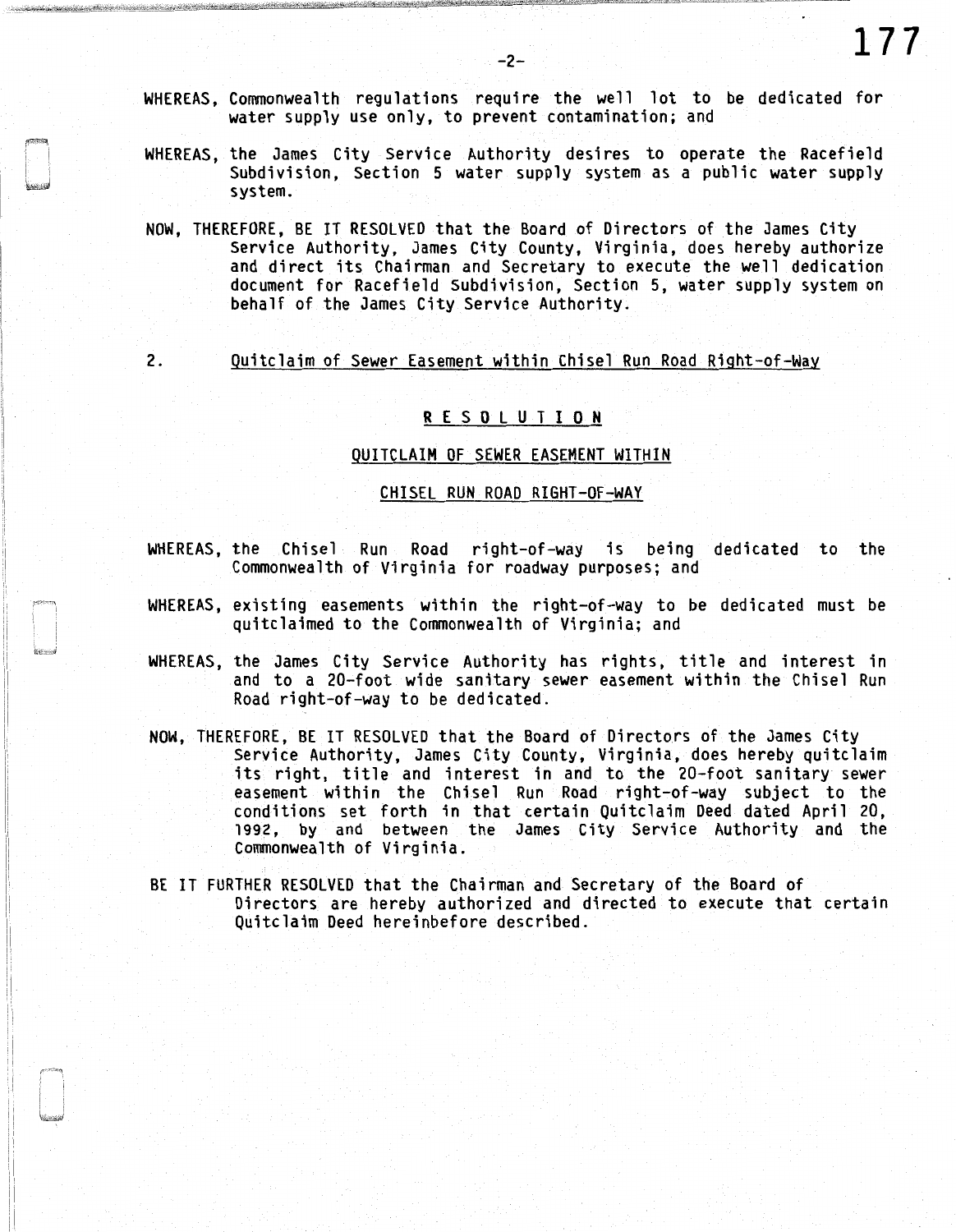WHEREAS, Commonwealth regulations require the well lot to be dedicated for water supply use only, to prevent contamination; and

WHEREAS, the James City Service Authority desires to operate the Racefield Subdivision, Section 5 water supply system as a public water supply system.

NOW, THEREFORE, BE IT RESOLVED that the Board of Directors of the James City Service Authority, James City County, Virginia, does hereby authorize and direct its Chairman and Secretary to execute the well dedication document for Racefield Subdivision, Section 5, water supply system on behalf of the James City Service Authority.

2. Quitclaim of Sewer Easement within Chisel Run Road Right-of-Way

## RESOLUTION

### QUITCLAIM OF SEWER EASEMENT WITHIN

### CHISEL RUN ROAD RIGHT-OF-WAY

WHEREAS, the Chisel Run Road right-of-way is being dedicated to the Commonwealth of Virginia for roadway purposes; and

WHEREAS, existing easements within the right-of-way to be dedicated must be quitclaimed to the Commonwealth of Virginia; and

WHEREAS, the James City Service Authority has rights, title and interest in and to a 20-foot wide sanitary sewer easement within the Chisel Run Road right-of-way to be dedicated.

NOW, THEREFORE, BE IT RESOLVED that the Board of Directors of the James City Service Authority, James City County, Virginia, does hereby quitclaim its right, title and interest in and to the 20-foot sanitary sewer easement within the Chisel Run Road right-of-way subject to the conditions set forth in that certain Quitclaim Deed dated April 20, 1992, by and between the James City Service Authority and the Commonwealth of Virginia.

BE IT FURTHER RESOLVED that the Chairman and Secretary of the Board of Directors are hereby authorized and directed to execute that certain Quitclaim Deed hereinbefore described.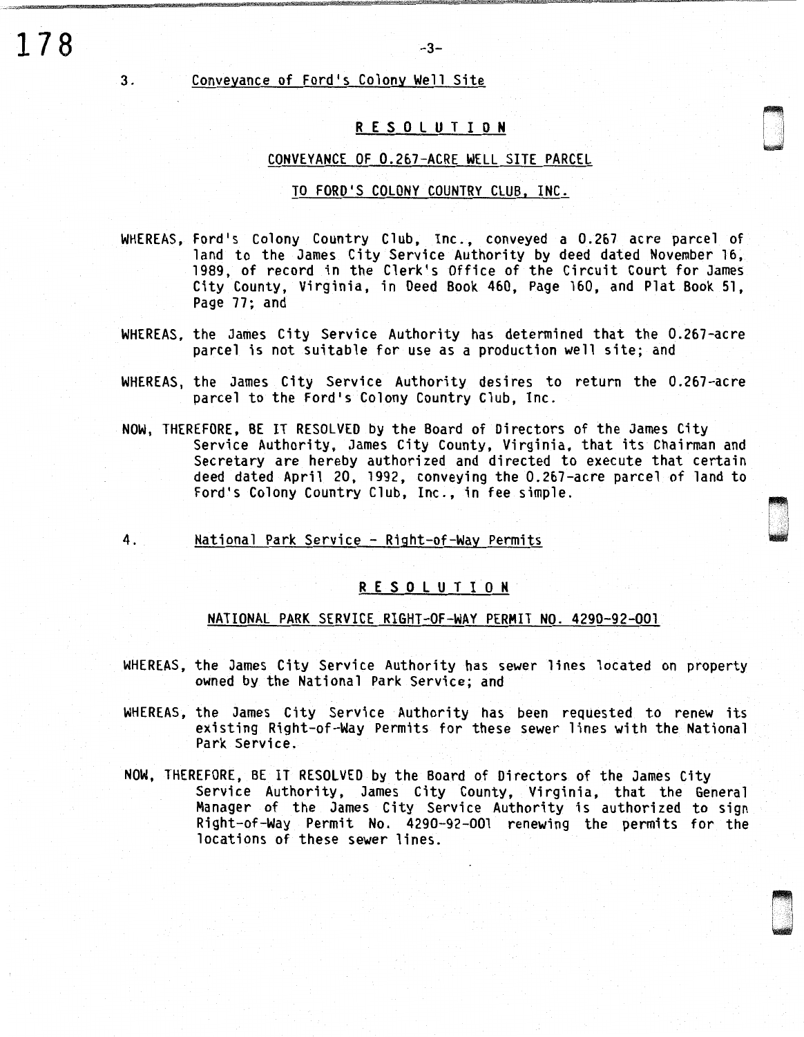3. Conveyance of Ford's Colony Well Site

**R E S O L U T I O N**

CONVEYANCE OF 0.267-ACRE WELL SITE PARCEL

TO FORD'S COLONY COUNTRY CLUB, INC.

WHEREAS, Ford's Colony Country Club, Inc., conveyed a 0.267 acre parcel of land to the James City Service Authority by deed dated November 16, 1989, of record in the Clerk's Office of the Circuit Court for James City County, Virginia, in Deed Book 460, Page 160, and Plat Book 51, Page 77; and

WHEREAS, the James City Service Authority has determined that the 0.267-acre parcel is not suitable for use as a production well site; and

WHEREAS, the James City Service Authority desires to return the 0.267-acre parcel to the Ford's Colony Country Club, Inc.

NOW, THEREFORE, BE IT RESOLVED by the Board of Directors of the James City Service Authority, James City County, Virginia, that its Chairman and Secretary are hereby authorized and directed to execute that certain deed dated April 20, 1992, conveying the 0.267-acre parcel of land to Ford's Colony Country Club, Inc., in fee simple.

4. National Park Service - Right-of-Way Permits

**R E S O L U T I O N**

NATIONAL PARK SERVICE RIGHT-OF-WAY PERMIT NO. 4290-92-001

WHEREAS, the James City Service Authority has sewer lines located on property owned by the National Park Service; and

WHEREAS, the James City Service Authority has been requested to renew its existing Right-of-Way Permits for these sewer lines with the National Park Service.

NOW, THEREFORE, BE IT RESOLVED by the Board of Directors of the James City Service Authority, James City County, Virginia, that the General Manager of the James City Service Authority is authorized to sign Right-of-Way Permit No. 4290-92-001 renewing the permits for the locations of these sewer lines.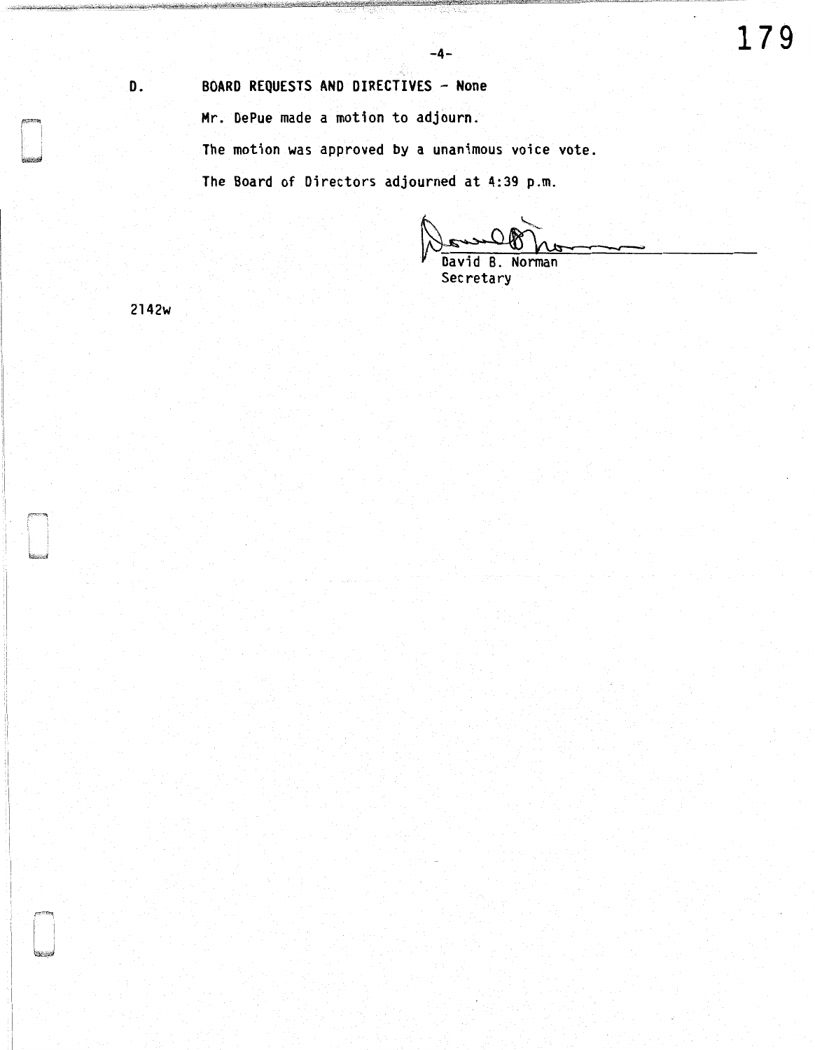D. **BOARD REQUESTS AND DIRECTIVES - None**

Mr. DePue made a motion to adjourn.

The motion was approved by a unanimous voice vote.

The Board of Directors adjourned at 4:39 p.m.

David B. Norman
Secretary

2142w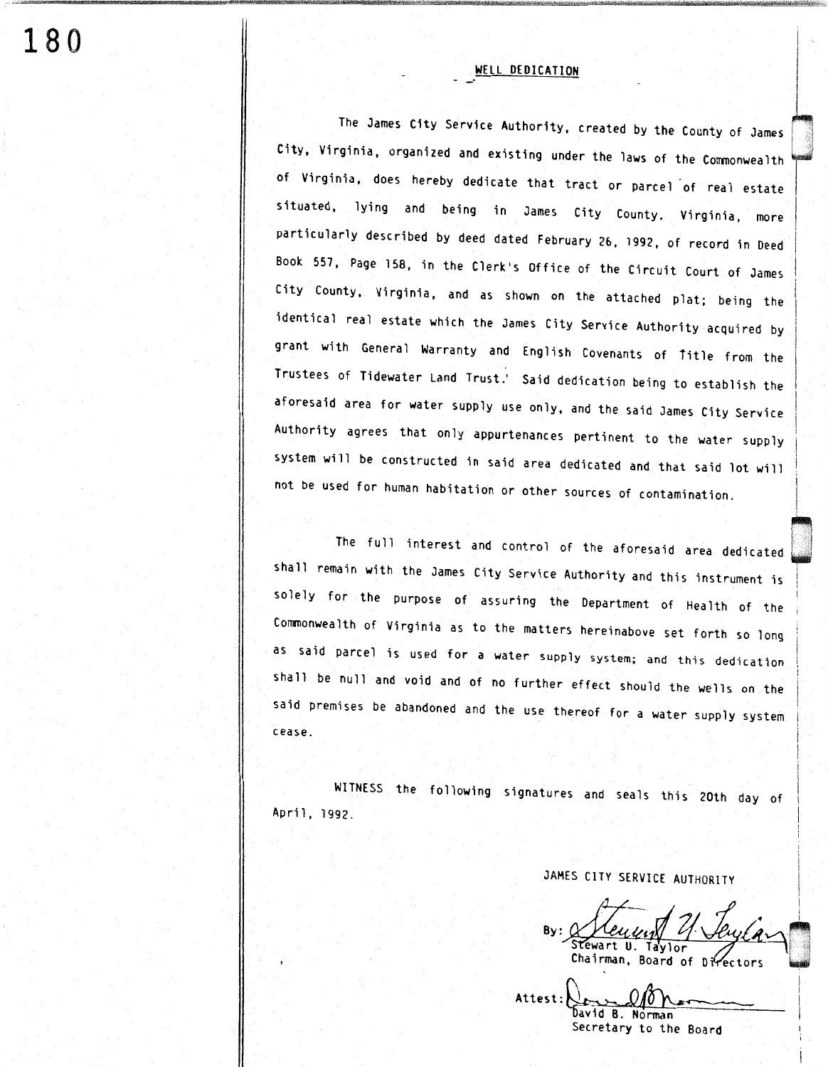## WELL DEDICATION

The James City Service Authority, created by the County of James City, Virginia, organized and existing under the laws of the Commonwealth of Virginia, does hereby dedicate that tract or parcel of real estate situated, lying and being in James City County, Virginia, more particularly described by deed dated February 26, 1992, of record in Deed Book 557, Page 158, in the Clerk's Office of the Circuit Court of James City County, Virginia, and as shown on the attached plat; being the identical real estate which the James City Service Authority acquired by grant with General Warranty and English Covenants of Title from the Trustees of Tidewater Land Trust. Said dedication being to establish the aforesaid area for water supply use only, and the said James City Service Authority agrees that only appurtenances pertinent to the water supply system will be constructed in said area dedicated and that said lot will not be used for human habitation or other sources of contamination.

The full interest and control of the aforesaid area dedicated shall remain with the James City Service Authority and this instrument is solely for the purpose of assuring the Department of Health of the Commonwealth of Virginia as to the matters hereinabove set forth so long as said parcel is used for a water supply system; and this dedication shall be null and void and of no further effect should the wells on the said premises be abandoned and the use thereof for a water supply system cease.

WITNESS the following signatures and seals this 20th day of April, 1992.

JAMES CITY SERVICE AUTHORITY

By: Stewart U. Taylor
Stewart U. Taylor
Chairman, Board of Directors

Attest: David B. Norman
David B. Norman
Secretary to the Board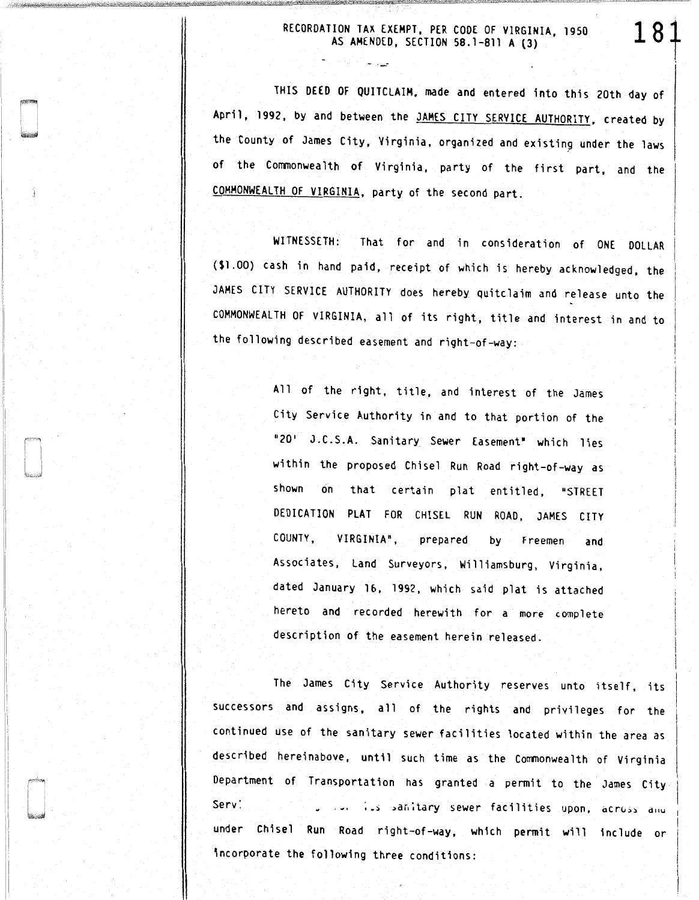RECORDATION TAX EXEMPT, PER CODE OF VIRGINIA, 1950
AS AMENDED, SECTION 58.1-811 A (3)

THIS DEED OF QUITCLAIM, made and entered into this 20th day of April, 1992, by and between the JAMES CITY SERVICE AUTHORITY, created by the County of James City, Virginia, organized and existing under the laws of the Commonwealth of Virginia, party of the first part, and the COMMONWEALTH OF VIRGINIA, party of the second part.

WITNESSETH: That for and in consideration of ONE DOLLAR ($1.00) cash in hand paid, receipt of which is hereby acknowledged, the JAMES CITY SERVICE AUTHORITY does hereby quitclaim and release unto the COMMONWEALTH OF VIRGINIA, all of its right, title and interest in and to the following described easement and right-of-way:

> All of the right, title, and interest of the James City Service Authority in and to that portion of the "20' J.C.S.A. Sanitary Sewer Easement" which lies within the proposed Chisel Run Road right-of-way as shown on that certain plat entitled, "STREET DEDICATION PLAT FOR CHISEL RUN ROAD, JAMES CITY COUNTY, VIRGINIA", prepared by Freemen and Associates, Land Surveyors, Williamsburg, Virginia, dated January 16, 1992, which said plat is attached hereto and recorded herewith for a more complete description of the easement herein released.

The James City Service Authority reserves unto itself, its successors and assigns, all of the rights and privileges for the continued use of the sanitary sewer facilities located within the area as described hereinabove, until such time as the Commonwealth of Virginia Department of Transportation has granted a permit to the James City Serv... ...s sanitary sewer facilities upon, across and under Chisel Run Road right-of-way, which permit will include or incorporate the following three conditions: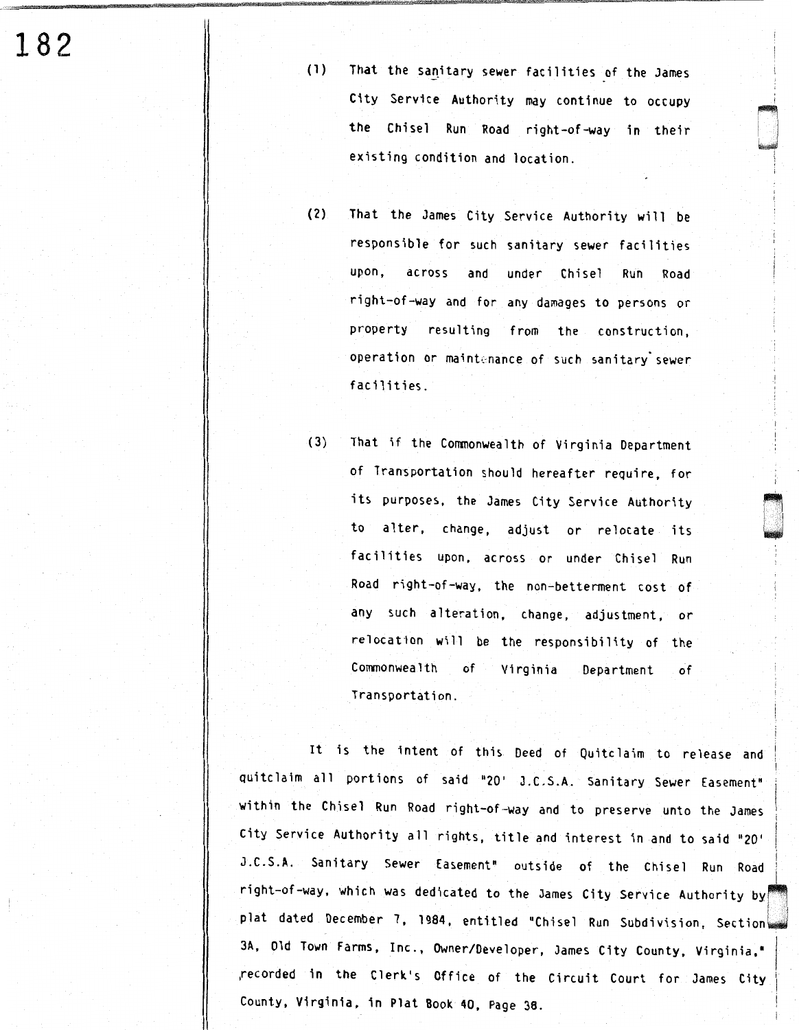(1) That the sanitary sewer facilities of the James City Service Authority may continue to occupy the Chisel Run Road right-of-way in their existing condition and location.

(2) That the James City Service Authority will be responsible for such sanitary sewer facilities upon, across and under Chisel Run Road right-of-way and for any damages to persons or property resulting from the construction, operation or maintenance of such sanitary sewer facilities.

(3) That if the Commonwealth of Virginia Department of Transportation should hereafter require, for its purposes, the James City Service Authority to alter, change, adjust or relocate its facilities upon, across or under Chisel Run Road right-of-way, the non-betterment cost of any such alteration, change, adjustment, or relocation will be the responsibility of the Commonwealth of Virginia Department of Transportation.

It is the intent of this Deed of Quitclaim to release and quitclaim all portions of said "20' J.C.S.A. Sanitary Sewer Easement" within the Chisel Run Road right-of-way and to preserve unto the James City Service Authority all rights, title and interest in and to said "20' J.C.S.A. Sanitary Sewer Easement" outside of the Chisel Run Road right-of-way, which was dedicated to the James City Service Authority by plat dated December 7, 1984, entitled "Chisel Run Subdivision, Section 3A, Old Town Farms, Inc., Owner/Developer, James City County, Virginia," recorded in the Clerk's Office of the Circuit Court for James City County, Virginia, in Plat Book 40, Page 38.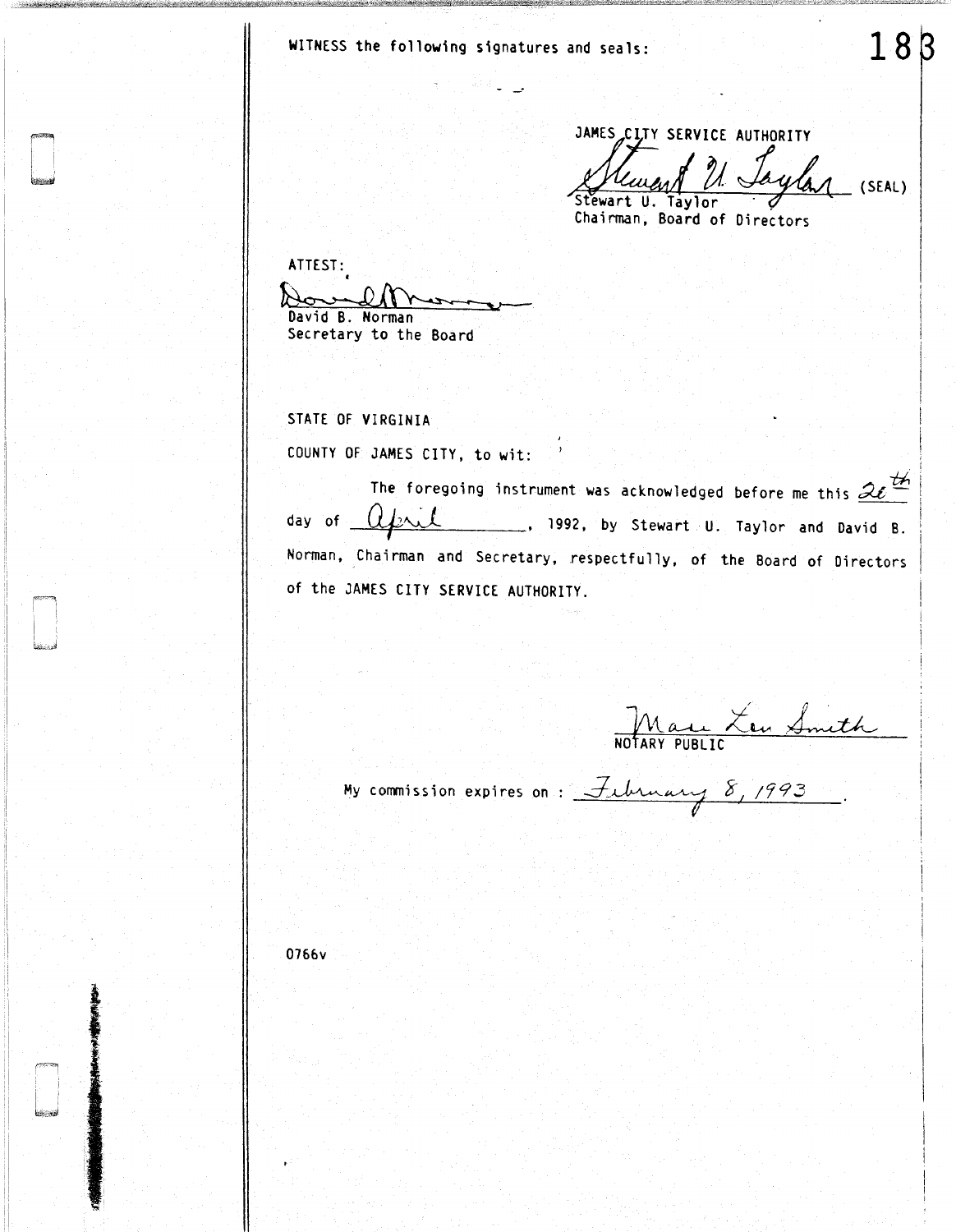WITNESS the following signatures and seals:

JAMES CITY SERVICE AUTHORITY

Stewart U. Taylor (SEAL)
Stewart U. Taylor
Chairman, Board of Directors

ATTEST:

David B. Norman
David B. Norman
Secretary to the Board

STATE OF VIRGINIA

COUNTY OF JAMES CITY, to wit:

The foregoing instrument was acknowledged before me this 2e th day of April, 1992, by Stewart U. Taylor and David B. Norman, Chairman and Secretary, respectfully, of the Board of Directors of the JAMES CITY SERVICE AUTHORITY.

Mae Lou Smith
NOTARY PUBLIC

My commission expires on : February 8, 1993.

0766v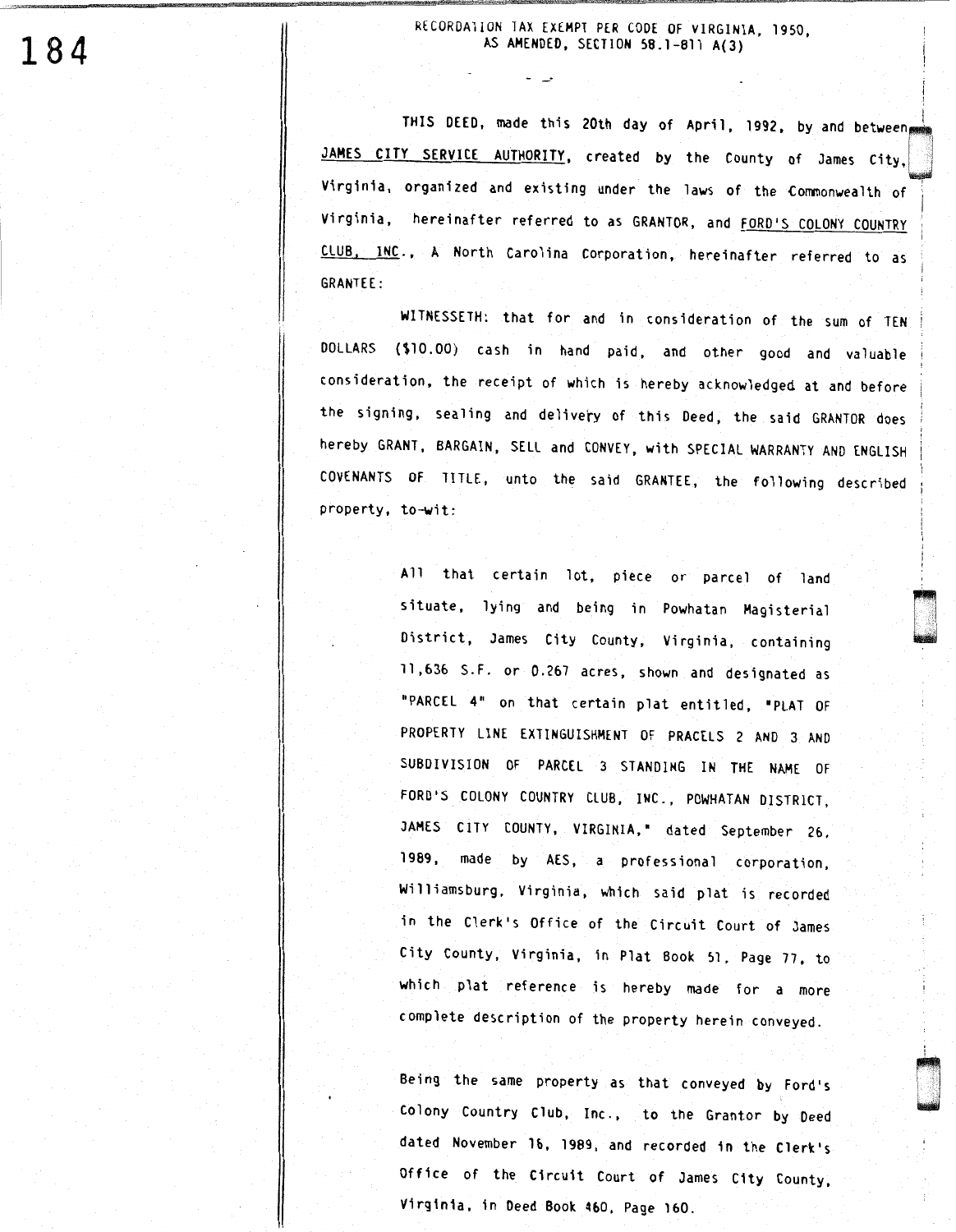RECORDATION TAX EXEMPT PER CODE OF VIRGINIA, 1950, AS AMENDED, SECTION 58.1-811 A(3)

THIS DEED, made this 20th day of April, 1992, by and between JAMES CITY SERVICE AUTHORITY, created by the County of James City, Virginia, organized and existing under the laws of the Commonwealth of Virginia, hereinafter referred to as GRANTOR, and FORD'S COLONY COUNTRY CLUB, INC., A North Carolina Corporation, hereinafter referred to as GRANTEE:

WITNESSETH: that for and in consideration of the sum of TEN DOLLARS ($10.00) cash in hand paid, and other good and valuable consideration, the receipt of which is hereby acknowledged at and before the signing, sealing and delivery of this Deed, the said GRANTOR does hereby GRANT, BARGAIN, SELL and CONVEY, with SPECIAL WARRANTY AND ENGLISH COVENANTS OF TITLE, unto the said GRANTEE, the following described property, to-wit:

> All that certain lot, piece or parcel of land situate, lying and being in Powhatan Magisterial District, James City County, Virginia, containing 11,636 S.F. or 0.267 acres, shown and designated as "PARCEL 4" on that certain plat entitled, "PLAT OF PROPERTY LINE EXTINGUISHMENT OF PRACELS 2 AND 3 AND SUBDIVISION OF PARCEL 3 STANDING IN THE NAME OF FORD'S COLONY COUNTRY CLUB, INC., POWHATAN DISTRICT, JAMES CITY COUNTY, VIRGINIA," dated September 26, 1989, made by AES, a professional corporation, Williamsburg, Virginia, which said plat is recorded in the Clerk's Office of the Circuit Court of James City County, Virginia, in Plat Book 51, Page 77, to which plat reference is hereby made for a more complete description of the property herein conveyed.
>
> Being the same property as that conveyed by Ford's Colony Country Club, Inc., to the Grantor by Deed dated November 16, 1989, and recorded in the Clerk's Office of the Circuit Court of James City County, Virginia, in Deed Book 460, Page 160.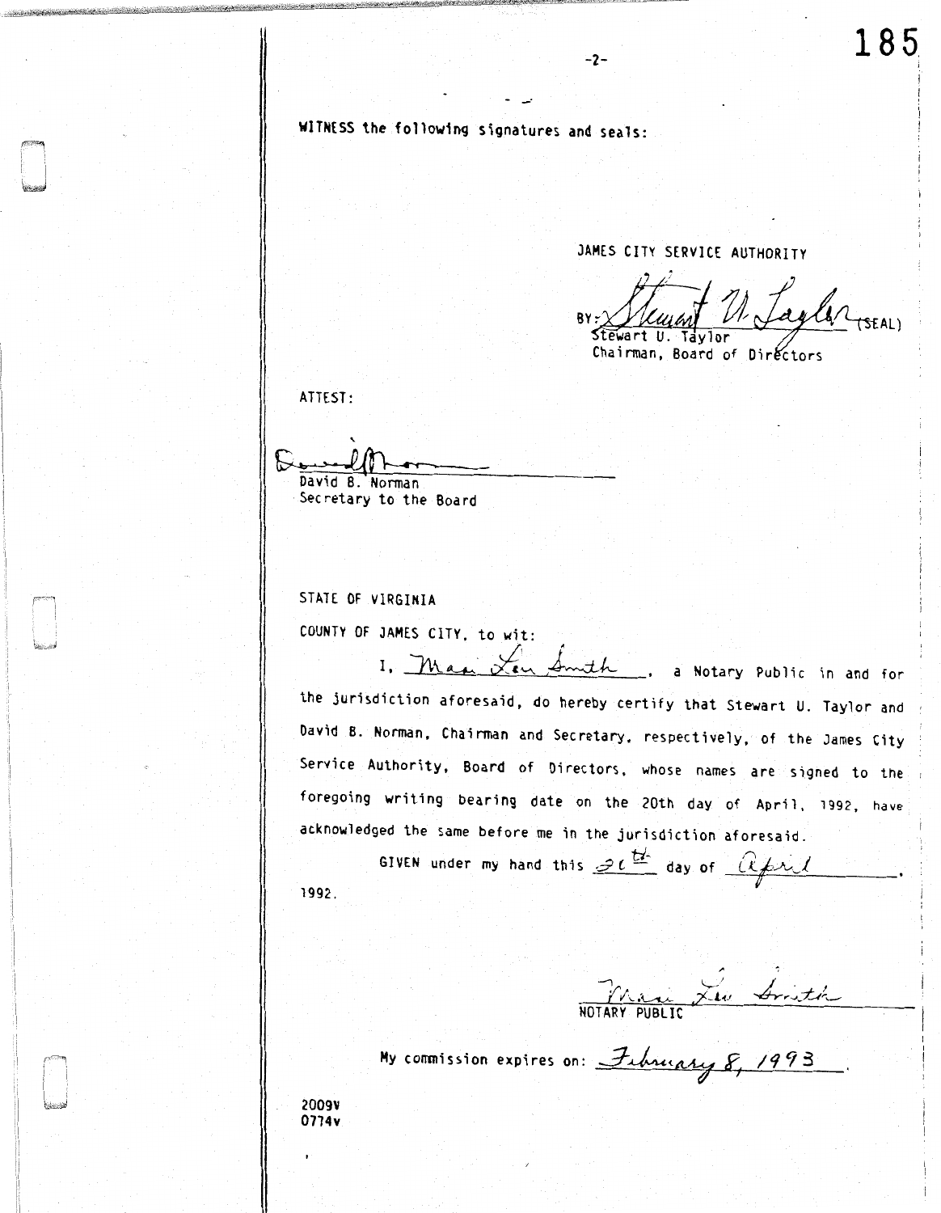WITNESS the following signatures and seals:

JAMES CITY SERVICE AUTHORITY

BY: Stewart U. Taylor (SEAL)
Stewart U. Taylor
Chairman, Board of Directors

ATTEST:

David B. Norman
David B. Norman
Secretary to the Board

STATE OF VIRGINIA

COUNTY OF JAMES CITY, to wit:

I, Mae Lee Smith, a Notary Public in and for the jurisdiction aforesaid, do hereby certify that Stewart U. Taylor and David B. Norman, Chairman and Secretary, respectively, of the James City Service Authority, Board of Directors, whose names are signed to the foregoing writing bearing date on the 20th day of April, 1992, have acknowledged the same before me in the jurisdiction aforesaid.

GIVEN under my hand this 20th day of April, 1992.

Mae Lee Smith
NOTARY PUBLIC

My commission expires on: February 8, 1993.

2009v
0774v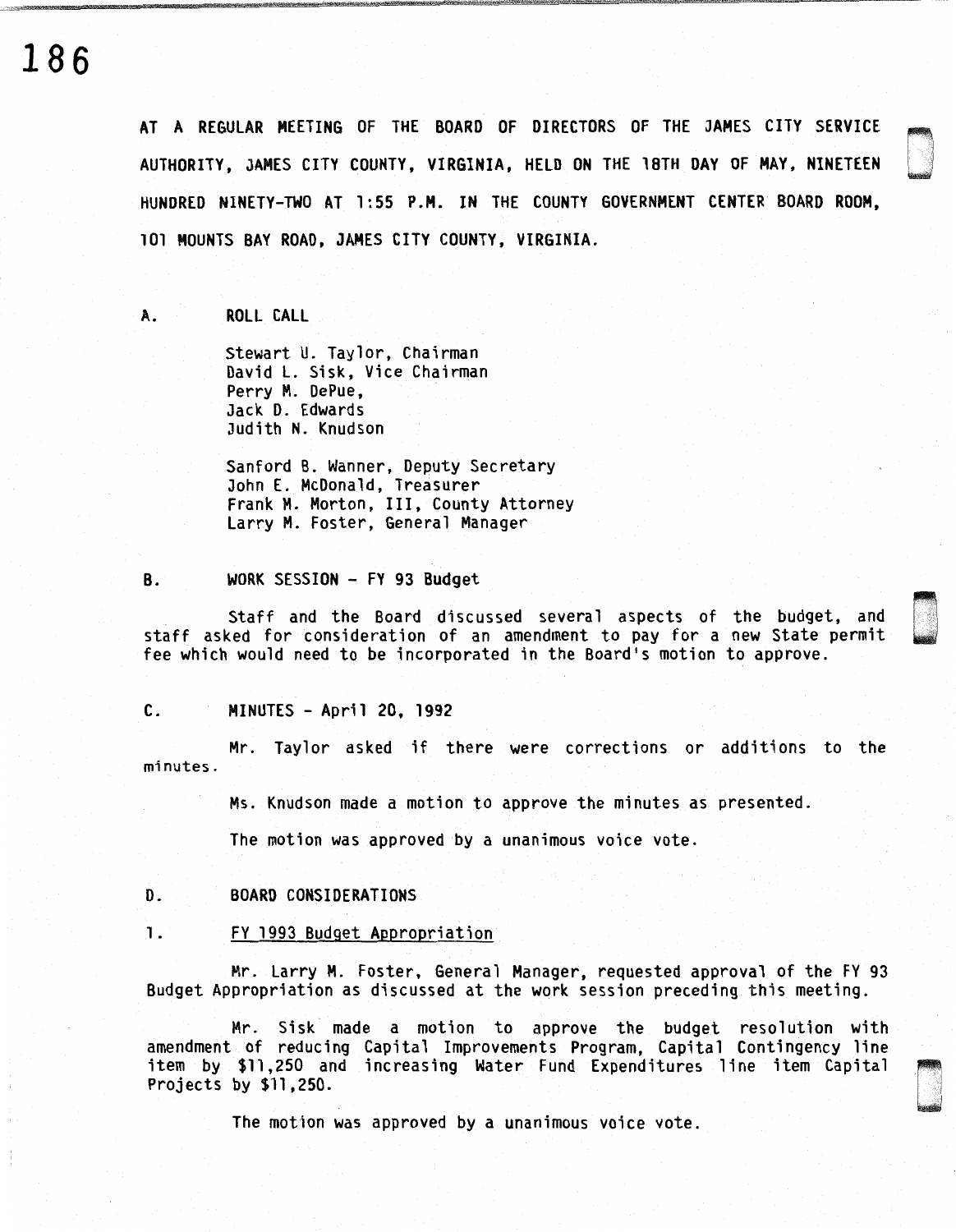AT A REGULAR MEETING OF THE BOARD OF DIRECTORS OF THE JAMES CITY SERVICE AUTHORITY, JAMES CITY COUNTY, VIRGINIA, HELD ON THE 18TH DAY OF MAY, NINETEEN HUNDRED NINETY-TWO AT 1:55 P.M. IN THE COUNTY GOVERNMENT CENTER BOARD ROOM, 101 MOUNTS BAY ROAD, JAMES CITY COUNTY, VIRGINIA.

## A. ROLL CALL

Stewart U. Taylor, Chairman
David L. Sisk, Vice Chairman
Perry M. DePue,
Jack D. Edwards
Judith N. Knudson

Sanford B. Wanner, Deputy Secretary
John E. McDonald, Treasurer
Frank M. Morton, III, County Attorney
Larry M. Foster, General Manager

## B. WORK SESSION - FY 93 Budget

Staff and the Board discussed several aspects of the budget, and staff asked for consideration of an amendment to pay for a new State permit fee which would need to be incorporated in the Board's motion to approve.

## C. MINUTES - April 20, 1992

Mr. Taylor asked if there were corrections or additions to the minutes.

Ms. Knudson made a motion to approve the minutes as presented.

The motion was approved by a unanimous voice vote.

## D. BOARD CONSIDERATIONS

### 1. FY 1993 Budget Appropriation

Mr. Larry M. Foster, General Manager, requested approval of the FY 93 Budget Appropriation as discussed at the work session preceding this meeting.

Mr. Sisk made a motion to approve the budget resolution with amendment of reducing Capital Improvements Program, Capital Contingency line item by $11,250 and increasing Water Fund Expenditures line item Capital Projects by $11,250.

The motion was approved by a unanimous voice vote.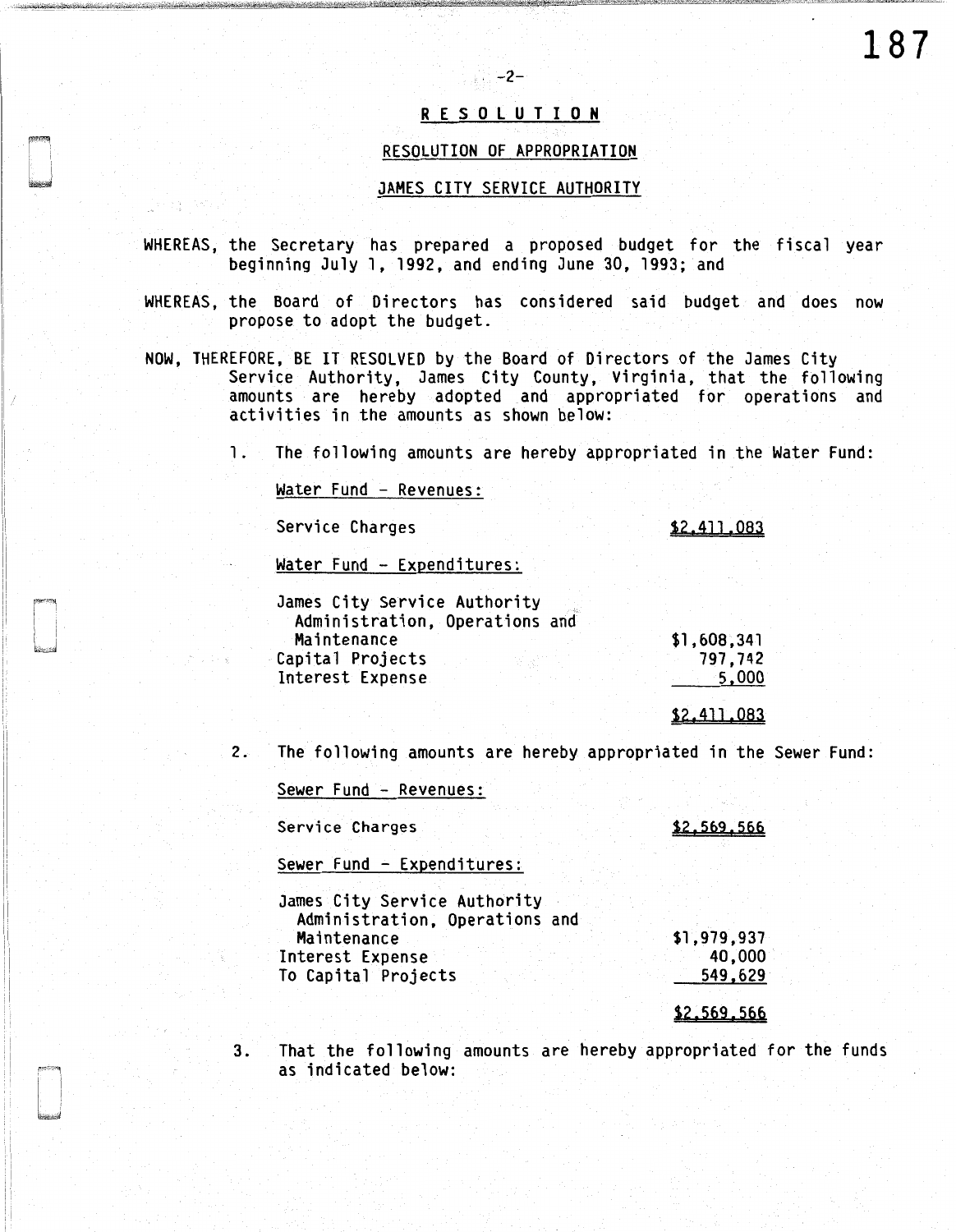# RESOLUTION

## RESOLUTION OF APPROPRIATION

## JAMES CITY SERVICE AUTHORITY

WHEREAS, the Secretary has prepared a proposed budget for the fiscal year beginning July 1, 1992, and ending June 30, 1993; and

WHEREAS, the Board of Directors has considered said budget and does now propose to adopt the budget.

NOW, THEREFORE, BE IT RESOLVED by the Board of Directors of the James City Service Authority, James City County, Virginia, that the following amounts are hereby adopted and appropriated for operations and activities in the amounts as shown below:

1. The following amounts are hereby appropriated in the Water Fund:

   Water Fund - Revenues:

   | | |
   |---|---|
   | Service Charges | $2,411,083 |

   Water Fund - Expenditures:

   | | |
   |---|---|
   | James City Service Authority Administration, Operations and Maintenance | $1,608,341 |
   | Capital Projects | 797,742 |
   | Interest Expense | 5,000 |
   | | $2,411,083 |

2. The following amounts are hereby appropriated in the Sewer Fund:

   Sewer Fund - Revenues:

   | | |
   |---|---|
   | Service Charges | $2,569,566 |

   Sewer Fund - Expenditures:

   | | |
   |---|---|
   | James City Service Authority Administration, Operations and Maintenance | $1,979,937 |
   | Interest Expense | 40,000 |
   | To Capital Projects | 549,629 |
   | | $2,569,566 |

3. That the following amounts are hereby appropriated for the funds as indicated below: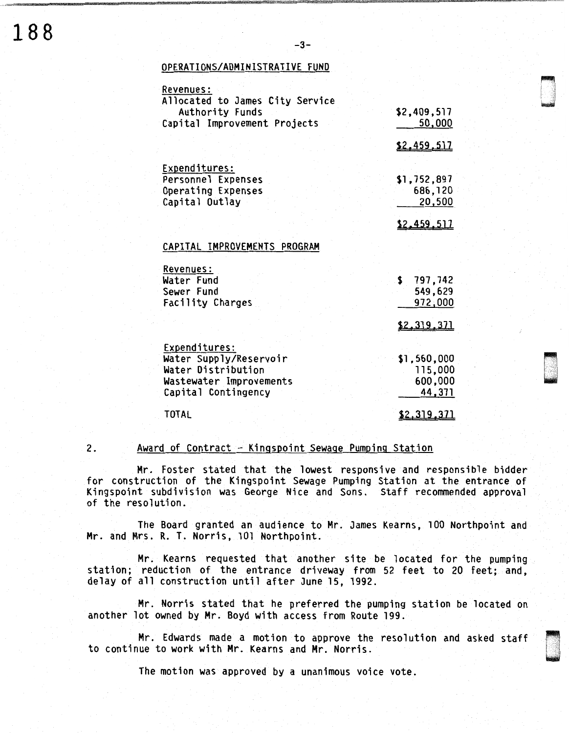OPERATIONS/ADMINISTRATIVE FUND

| | |
|---|---|
| Revenues: | |
| Allocated to James City Service Authority Funds | $2,409,517 |
| Capital Improvement Projects | 50,000 |
| | $2,459,517 |
| Expenditures: | |
| Personnel Expenses | $1,752,897 |
| Operating Expenses | 686,120 |
| Capital Outlay | 20,500 |
| | $2,459,517 |

CAPITAL IMPROVEMENTS PROGRAM

| | |
|---|---|
| Revenues: | |
| Water Fund | $ 797,742 |
| Sewer Fund | 549,629 |
| Facility Charges | 972,000 |
| | $2,319,371 |
| Expenditures: | |
| Water Supply/Reservoir | $1,560,000 |
| Water Distribution | 115,000 |
| Wastewater Improvements | 600,000 |
| Capital Contingency | 44,371 |
| TOTAL | $2,319,371 |

2. Award of Contract - Kingspoint Sewage Pumping Station

Mr. Foster stated that the lowest responsive and responsible bidder for construction of the Kingspoint Sewage Pumping Station at the entrance of Kingspoint subdivision was George Nice and Sons. Staff recommended approval of the resolution.

The Board granted an audience to Mr. James Kearns, 100 Northpoint and Mr. and Mrs. R. T. Norris, 101 Northpoint.

Mr. Kearns requested that another site be located for the pumping station; reduction of the entrance driveway from 52 feet to 20 feet; and, delay of all construction until after June 15, 1992.

Mr. Norris stated that he preferred the pumping station be located on another lot owned by Mr. Boyd with access from Route 199.

Mr. Edwards made a motion to approve the resolution and asked staff to continue to work with Mr. Kearns and Mr. Norris.

The motion was approved by a unanimous voice vote.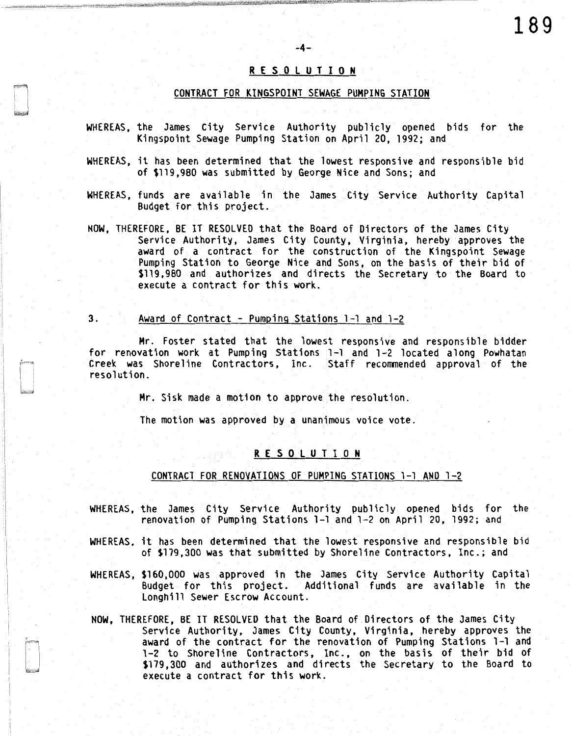## R E S O L U T I O N

### CONTRACT FOR KINGSPOINT SEWAGE PUMPING STATION

WHEREAS, the James City Service Authority publicly opened bids for the Kingspoint Sewage Pumping Station on April 20, 1992; and

WHEREAS, it has been determined that the lowest responsive and responsible bid of $119,980 was submitted by George Nice and Sons; and

WHEREAS, funds are available in the James City Service Authority Capital Budget for this project.

NOW, THEREFORE, BE IT RESOLVED that the Board of Directors of the James City Service Authority, James City County, Virginia, hereby approves the award of a contract for the construction of the Kingspoint Sewage Pumping Station to George Nice and Sons, on the basis of their bid of $119,980 and authorizes and directs the Secretary to the Board to execute a contract for this work.

3. Award of Contract - Pumping Stations 1-1 and 1-2

Mr. Foster stated that the lowest responsive and responsible bidder for renovation work at Pumping Stations 1-1 and 1-2 located along Powhatan Creek was Shoreline Contractors, Inc. Staff recommended approval of the resolution.

Mr. Sisk made a motion to approve the resolution.

The motion was approved by a unanimous voice vote.

## R E S O L U T I O N

### CONTRACT FOR RENOVATIONS OF PUMPING STATIONS 1-1 AND 1-2

WHEREAS, the James City Service Authority publicly opened bids for the renovation of Pumping Stations 1-1 and 1-2 on April 20, 1992; and

WHEREAS, it has been determined that the lowest responsive and responsible bid of $179,300 was that submitted by Shoreline Contractors, Inc.; and

WHEREAS, $160,000 was approved in the James City Service Authority Capital Budget for this project. Additional funds are available in the Longhill Sewer Escrow Account.

NOW, THEREFORE, BE IT RESOLVED that the Board of Directors of the James City Service Authority, James City County, Virginia, hereby approves the award of the contract for the renovation of Pumping Stations 1-1 and 1-2 to Shoreline Contractors, Inc., on the basis of their bid of $179,300 and authorizes and directs the Secretary to the Board to execute a contract for this work.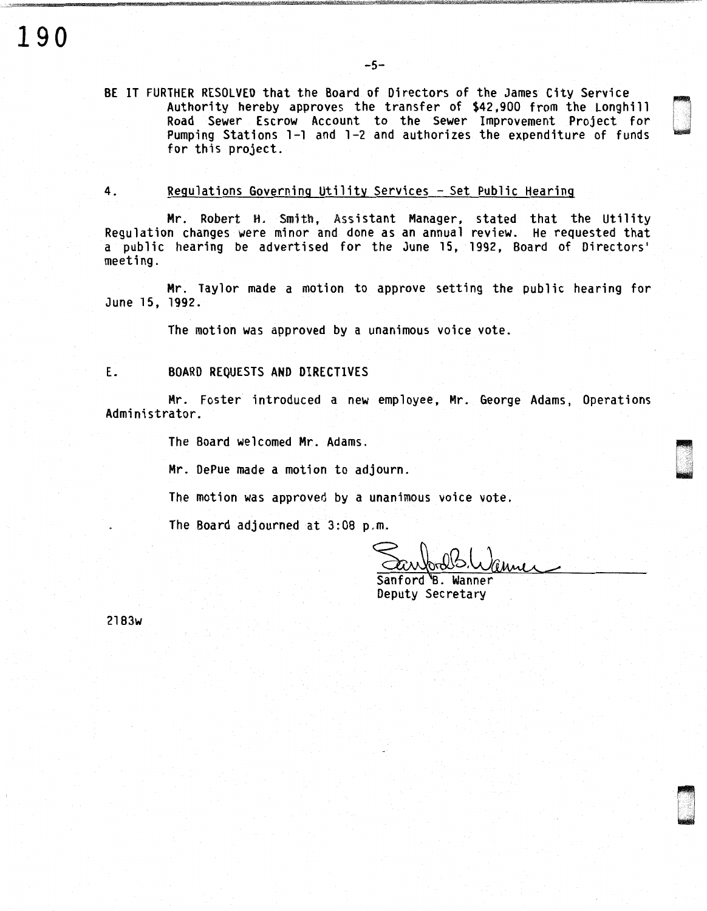BE IT FURTHER RESOLVED that the Board of Directors of the James City Service Authority hereby approves the transfer of $42,900 from the Longhill Road Sewer Escrow Account to the Sewer Improvement Project for Pumping Stations 1-1 and 1-2 and authorizes the expenditure of funds for this project.

4. Regulations Governing Utility Services - Set Public Hearing

Mr. Robert H. Smith, Assistant Manager, stated that the Utility Regulation changes were minor and done as an annual review. He requested that a public hearing be advertised for the June 15, 1992, Board of Directors' meeting.

Mr. Taylor made a motion to approve setting the public hearing for June 15, 1992.

The motion was approved by a unanimous voice vote.

E. BOARD REQUESTS AND DIRECTIVES

Mr. Foster introduced a new employee, Mr. George Adams, Operations Administrator.

The Board welcomed Mr. Adams.

Mr. DePue made a motion to adjourn.

The motion was approved by a unanimous voice vote.

The Board adjourned at 3:08 p.m.

Sanford B. Wanner
Deputy Secretary

2183w